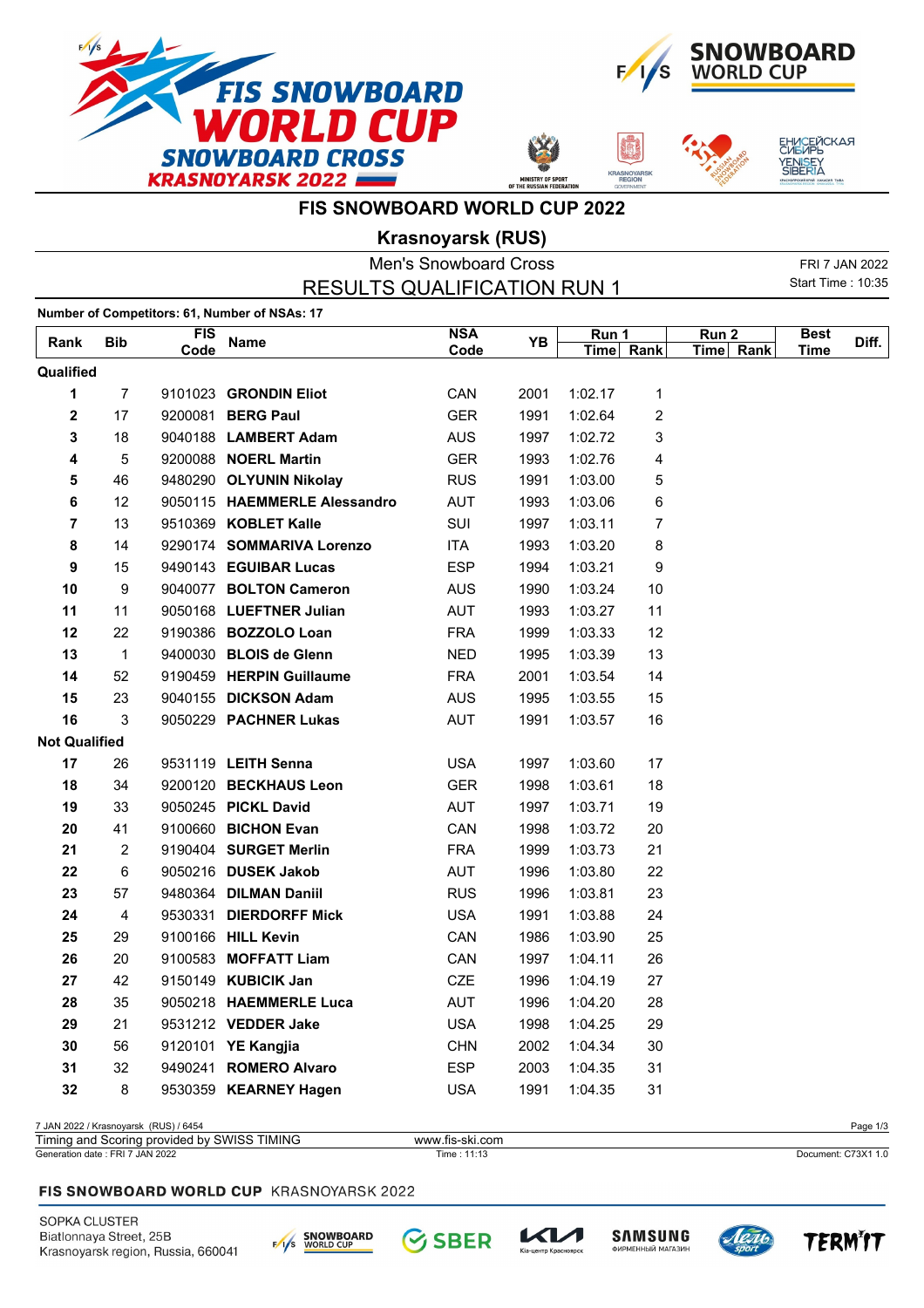# FIS SNOWBOARD WORLD CUP 2022

## Krasnoyarsk (RUS)

### Men's Snowboard Cross

### RESULTS QUALIFICATION RUN 1

FRI 7 JAN 2022
Start Time : 10:35

**Number of Competitors: 61, Number of NSAs: 17**

| Rank | Bib | FIS Code | Name | NSA Code | YB | Run 1 | | Run 2 | | Best Time | Diff. |
|---|---|---|---|---|---|---|---|---|---|---|---|
| | | | | | | Time | Rank | Time | Rank | | |
| **Qualified** | | | | | | | | | | | |
| **1** | 7 | 9101023 | **GRONDIN Eliot** | CAN | 2001 | 1:02.17 | 1 | | | | |
| **2** | 17 | 9200081 | **BERG Paul** | GER | 1991 | 1:02.64 | 2 | | | | |
| **3** | 18 | 9040188 | **LAMBERT Adam** | AUS | 1997 | 1:02.72 | 3 | | | | |
| **4** | 5 | 9200088 | **NOERL Martin** | GER | 1993 | 1:02.76 | 4 | | | | |
| **5** | 46 | 9480290 | **OLYUNIN Nikolay** | RUS | 1991 | 1:03.00 | 5 | | | | |
| **6** | 12 | 9050115 | **HAEMMERLE Alessandro** | AUT | 1993 | 1:03.06 | 6 | | | | |
| **7** | 13 | 9510369 | **KOBLET Kalle** | SUI | 1997 | 1:03.11 | 7 | | | | |
| **8** | 14 | 9290174 | **SOMMARIVA Lorenzo** | ITA | 1993 | 1:03.20 | 8 | | | | |
| **9** | 15 | 9490143 | **EGUIBAR Lucas** | ESP | 1994 | 1:03.21 | 9 | | | | |
| **10** | 9 | 9040077 | **BOLTON Cameron** | AUS | 1990 | 1:03.24 | 10 | | | | |
| **11** | 11 | 9050168 | **LUEFTNER Julian** | AUT | 1993 | 1:03.27 | 11 | | | | |
| **12** | 22 | 9190386 | **BOZZOLO Loan** | FRA | 1999 | 1:03.33 | 12 | | | | |
| **13** | 1 | 9400030 | **BLOIS de Glenn** | NED | 1995 | 1:03.39 | 13 | | | | |
| **14** | 52 | 9190459 | **HERPIN Guillaume** | FRA | 2001 | 1:03.54 | 14 | | | | |
| **15** | 23 | 9040155 | **DICKSON Adam** | AUS | 1995 | 1:03.55 | 15 | | | | |
| **16** | 3 | 9050229 | **PACHNER Lukas** | AUT | 1991 | 1:03.57 | 16 | | | | |
| **Not Qualified** | | | | | | | | | | | |
| **17** | 26 | 9531119 | **LEITH Senna** | USA | 1997 | 1:03.60 | 17 | | | | |
| **18** | 34 | 9200120 | **BECKHAUS Leon** | GER | 1998 | 1:03.61 | 18 | | | | |
| **19** | 33 | 9050245 | **PICKL David** | AUT | 1997 | 1:03.71 | 19 | | | | |
| **20** | 41 | 9100660 | **BICHON Evan** | CAN | 1998 | 1:03.72 | 20 | | | | |
| **21** | 2 | 9190404 | **SURGET Merlin** | FRA | 1999 | 1:03.73 | 21 | | | | |
| **22** | 6 | 9050216 | **DUSEK Jakob** | AUT | 1996 | 1:03.80 | 22 | | | | |
| **23** | 57 | 9480364 | **DILMAN Daniil** | RUS | 1996 | 1:03.81 | 23 | | | | |
| **24** | 4 | 9530331 | **DIERDORFF Mick** | USA | 1991 | 1:03.88 | 24 | | | | |
| **25** | 29 | 9100166 | **HILL Kevin** | CAN | 1986 | 1:03.90 | 25 | | | | |
| **26** | 20 | 9100583 | **MOFFATT Liam** | CAN | 1997 | 1:04.11 | 26 | | | | |
| **27** | 42 | 9150149 | **KUBICIK Jan** | CZE | 1996 | 1:04.19 | 27 | | | | |
| **28** | 35 | 9050218 | **HAEMMERLE Luca** | AUT | 1996 | 1:04.20 | 28 | | | | |
| **29** | 21 | 9531212 | **VEDDER Jake** | USA | 1998 | 1:04.25 | 29 | | | | |
| **30** | 56 | 9120101 | **YE Kangjia** | CHN | 2002 | 1:04.34 | 30 | | | | |
| **31** | 32 | 9490241 | **ROMERO Alvaro** | ESP | 2003 | 1:04.35 | 31 | | | | |
| **32** | 8 | 9530359 | **KEARNEY Hagen** | USA | 1991 | 1:04.35 | 31 | | | | |

7 JAN 2022 / Krasnoyarsk (RUS) / 6454
Timing and Scoring provided by SWISS TIMING — www.fis-ski.com
Generation date : FRI 7 JAN 2022 — Time : 11:13 — Document: C73X1 1.0

SOPKA CLUSTER
Biatlonnaya Street, 25B
Krasnoyarsk region, Russia, 660041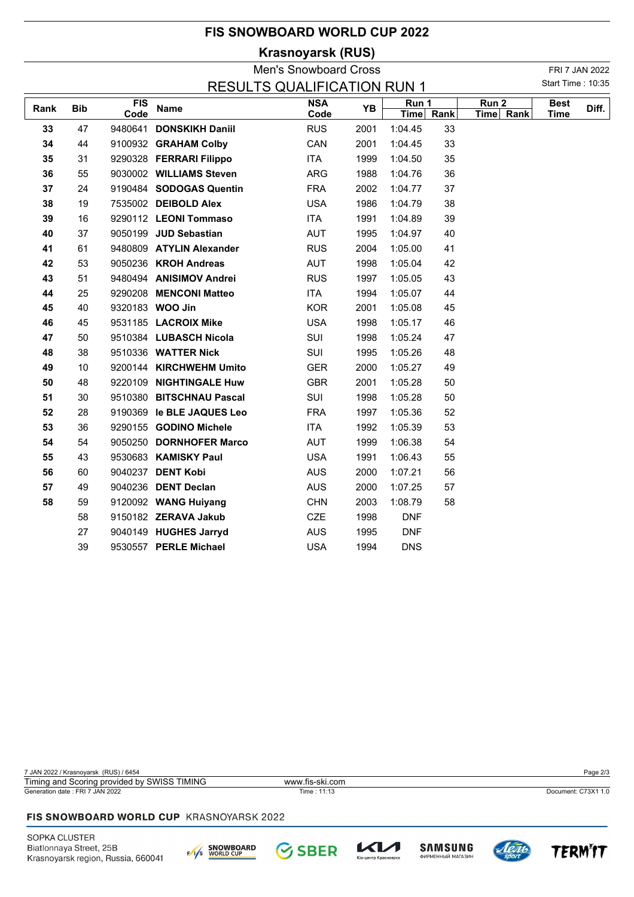# FIS SNOWBOARD WORLD CUP 2022

## Krasnoyarsk (RUS)

### Men's Snowboard Cross

### RESULTS QUALIFICATION RUN 1

FRI 7 JAN 2022

Start Time : 10:35

| Rank | Bib | FIS Code | Name | NSA Code | YB | Run 1 | | Run 2 | | Best Time | Diff. |
|---|---|---|---|---|---|---|---|---|---|---|---|
| | | | | | | Time | Rank | Time | Rank | | |
| **33** | 47 | 9480641 | **DONSKIKH Daniil** | RUS | 2001 | 1:04.45 | 33 | | | | |
| **34** | 44 | 9100932 | **GRAHAM Colby** | CAN | 2001 | 1:04.45 | 33 | | | | |
| **35** | 31 | 9290328 | **FERRARI Filippo** | ITA | 1999 | 1:04.50 | 35 | | | | |
| **36** | 55 | 9030002 | **WILLIAMS Steven** | ARG | 1988 | 1:04.76 | 36 | | | | |
| **37** | 24 | 9190484 | **SODOGAS Quentin** | FRA | 2002 | 1:04.77 | 37 | | | | |
| **38** | 19 | 7535002 | **DEIBOLD Alex** | USA | 1986 | 1:04.79 | 38 | | | | |
| **39** | 16 | 9290112 | **LEONI Tommaso** | ITA | 1991 | 1:04.89 | 39 | | | | |
| **40** | 37 | 9050199 | **JUD Sebastian** | AUT | 1995 | 1:04.97 | 40 | | | | |
| **41** | 61 | 9480809 | **ATYLIN Alexander** | RUS | 2004 | 1:05.00 | 41 | | | | |
| **42** | 53 | 9050236 | **KROH Andreas** | AUT | 1998 | 1:05.04 | 42 | | | | |
| **43** | 51 | 9480494 | **ANISIMOV Andrei** | RUS | 1997 | 1:05.05 | 43 | | | | |
| **44** | 25 | 9290208 | **MENCONI Matteo** | ITA | 1994 | 1:05.07 | 44 | | | | |
| **45** | 40 | 9320183 | **WOO Jin** | KOR | 2001 | 1:05.08 | 45 | | | | |
| **46** | 45 | 9531185 | **LACROIX Mike** | USA | 1998 | 1:05.17 | 46 | | | | |
| **47** | 50 | 9510384 | **LUBASCH Nicola** | SUI | 1998 | 1:05.24 | 47 | | | | |
| **48** | 38 | 9510336 | **WATTER Nick** | SUI | 1995 | 1:05.26 | 48 | | | | |
| **49** | 10 | 9200144 | **KIRCHWEHM Umito** | GER | 2000 | 1:05.27 | 49 | | | | |
| **50** | 48 | 9220109 | **NIGHTINGALE Huw** | GBR | 2001 | 1:05.28 | 50 | | | | |
| **51** | 30 | 9510380 | **BITSCHNAU Pascal** | SUI | 1998 | 1:05.28 | 50 | | | | |
| **52** | 28 | 9190369 | **le BLE JAQUES Leo** | FRA | 1997 | 1:05.36 | 52 | | | | |
| **53** | 36 | 9290155 | **GODINO Michele** | ITA | 1992 | 1:05.39 | 53 | | | | |
| **54** | 54 | 9050250 | **DORNHOFER Marco** | AUT | 1999 | 1:06.38 | 54 | | | | |
| **55** | 43 | 9530683 | **KAMISKY Paul** | USA | 1991 | 1:06.43 | 55 | | | | |
| **56** | 60 | 9040237 | **DENT Kobi** | AUS | 2000 | 1:07.21 | 56 | | | | |
| **57** | 49 | 9040236 | **DENT Declan** | AUS | 2000 | 1:07.25 | 57 | | | | |
| **58** | 59 | 9120092 | **WANG Huiyang** | CHN | 2003 | 1:08.79 | 58 | | | | |
| | 58 | 9150182 | **ZERAVA Jakub** | CZE | 1998 | DNF | | | | | |
| | 27 | 9040149 | **HUGHES Jarryd** | AUS | 1995 | DNF | | | | | |
| | 39 | 9530557 | **PERLE Michael** | USA | 1994 | DNS | | | | | |

7 JAN 2022 / Krasnoyarsk (RUS) / 6454

Timing and Scoring provided by SWISS TIMING    www.fis-ski.com

Generation date : FRI 7 JAN 2022    Time : 11:13    Document: C73X1 1.0

**FIS SNOWBOARD WORLD CUP** KRASNOYARSK 2022

SOPKA CLUSTER
Biatlonnaya Street, 25B
Krasnoyarsk region, Russia, 660041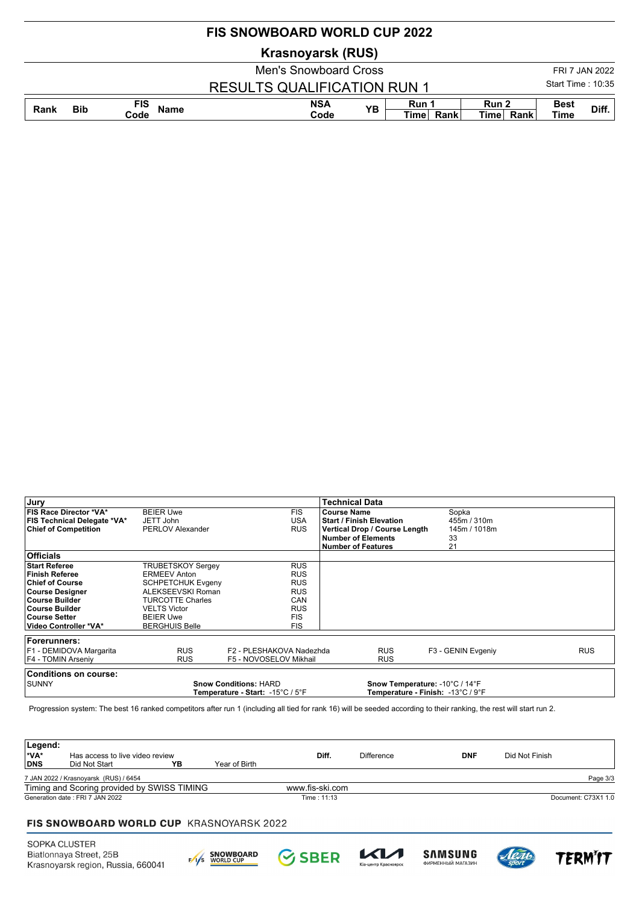# FIS SNOWBOARD WORLD CUP 2022

## Krasnoyarsk (RUS)

### Men's Snowboard Cross

### RESULTS QUALIFICATION RUN 1

FRI 7 JAN 2022

Start Time : 10:35

| Rank | Bib | FIS Code | Name | NSA Code | YB | Run 1 Time | Run 1 Rank | Run 2 Time | Run 2 Rank | Best Time | Diff. |
|---|---|---|---|---|---|---|---|---|---|---|---|

| Jury | | | Technical Data | |
|---|---|---|---|---|
| **FIS Race Director *VA*** | BEIER Uwe | FIS | **Course Name** | Sopka |
| **FIS Technical Delegate *VA*** | JETT John | USA | **Start / Finish Elevation** | 455m / 310m |
| **Chief of Competition** | PERLOV Alexander | RUS | **Vertical Drop / Course Length** | 145m / 1018m |
| | | | **Number of Elements** | 33 |
| | | | **Number of Features** | 21 |

| Officials | | |
|---|---|---|
| **Start Referee** | TRUBETSKOY Sergey | RUS |
| **Finish Referee** | ERMEEV Anton | RUS |
| **Chief of Course** | SCHPETCHUK Evgeny | RUS |
| **Course Designer** | ALEKSEEVSKI Roman | RUS |
| **Course Builder** | TURCOTTE Charles | CAN |
| **Course Builder** | VELTS Victor | RUS |
| **Course Setter** | BEIER Uwe | FIS |
| **Video Controller *VA*** | BERGHUIS Belle | FIS |

**Forerunners:**

| | | | | | |
|---|---|---|---|---|---|
| F1 - DEMIDOVA Margarita | RUS | F2 - PLESHAKOVA Nadezhda | RUS | F3 - GENIN Evgeniy | RUS |
| F4 - TOMIN Arseniy | RUS | F5 - NOVOSELOV Mikhail | RUS | | |

**Conditions on course:**

| | | |
|---|---|---|
| SUNNY | **Snow Conditions:** HARD | **Snow Temperature:** -10°C / 14°F |
| | **Temperature - Start:** -15°C / 5°F | **Temperature - Finish:** -13°C / 9°F |

Progression system: The best 16 ranked competitors after run 1 (including all tied for rank 16) will be seeded according to their ranking, the rest will start run 2.

**Legend:**

| | | | | | |
|---|---|---|---|---|---|
| *VA* | Has access to live video review | Diff. | Difference | DNF | Did Not Finish |
| DNS | Did Not Start | YB | Year of Birth | | |

7 JAN 2022 / Krasnoyarsk (RUS) / 6454

Timing and Scoring provided by SWISS TIMING — www.fis-ski.com

Generation date : FRI 7 JAN 2022 — Time : 11:13 — Document: C73X1 1.0

**FIS SNOWBOARD WORLD CUP** KRASNOYARSK 2022

SOPKA CLUSTER
Biatlonnaya Street, 25B
Krasnoyarsk region, Russia, 660041